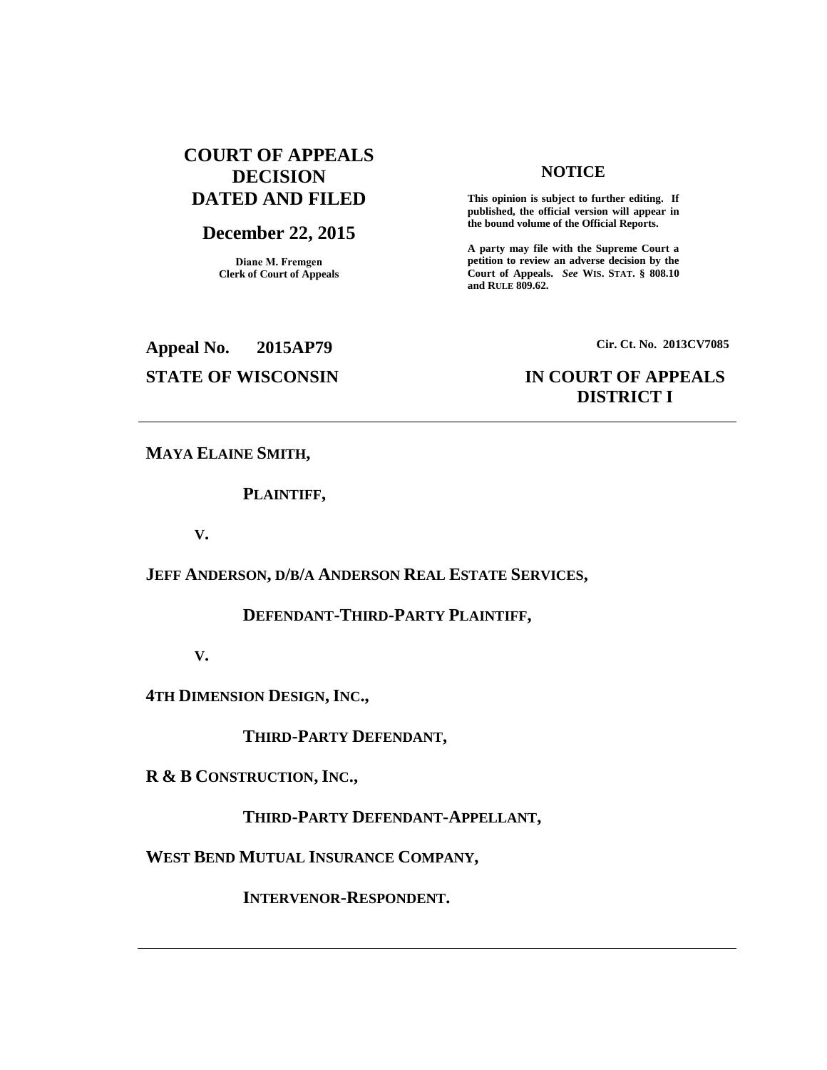**COURT OF APPEALS DECISION DATED AND FILED**

**December 22, 2015**

**Diane M. Fremgen**
**Clerk of Court of Appeals**

**NOTICE**

**This opinion is subject to further editing. If published, the official version will appear in the bound volume of the Official Reports.**

**A party may file with the Supreme Court a petition to review an adverse decision by the Court of Appeals.** ***See*** **WIS. STAT. § 808.10 and RULE 809.62.**

**Appeal No. 2015AP79**

**Cir. Ct. No. 2013CV7085**

**STATE OF WISCONSIN**

**IN COURT OF APPEALS DISTRICT I**

---

**MAYA ELAINE SMITH,**

**PLAINTIFF,**

**V.**

**JEFF ANDERSON, D/B/A ANDERSON REAL ESTATE SERVICES,**

**DEFENDANT-THIRD-PARTY PLAINTIFF,**

**V.**

**4TH DIMENSION DESIGN, INC.,**

**THIRD-PARTY DEFENDANT,**

**R & B CONSTRUCTION, INC.,**

**THIRD-PARTY DEFENDANT-APPELLANT,**

**WEST BEND MUTUAL INSURANCE COMPANY,**

**INTERVENOR-RESPONDENT.**

---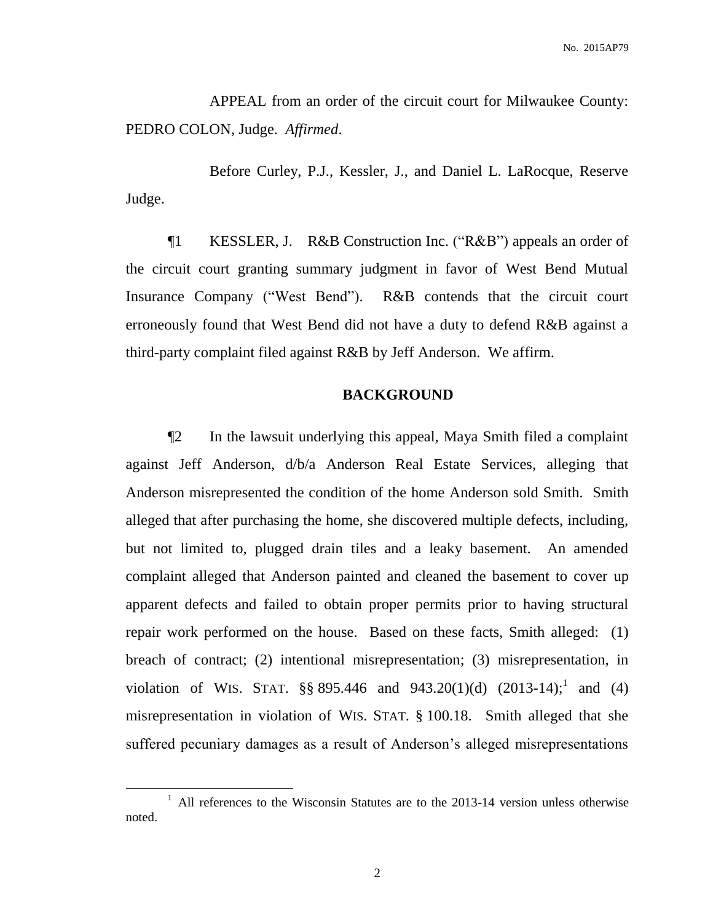APPEAL from an order of the circuit court for Milwaukee County: PEDRO COLON, Judge. *Affirmed*.

Before Curley, P.J., Kessler, J., and Daniel L. LaRocque, Reserve Judge.

¶1 KESSLER, J. R&B Construction Inc. ("R&B") appeals an order of the circuit court granting summary judgment in favor of West Bend Mutual Insurance Company ("West Bend"). R&B contends that the circuit court erroneously found that West Bend did not have a duty to defend R&B against a third-party complaint filed against R&B by Jeff Anderson. We affirm.

## BACKGROUND

¶2 In the lawsuit underlying this appeal, Maya Smith filed a complaint against Jeff Anderson, d/b/a Anderson Real Estate Services, alleging that Anderson misrepresented the condition of the home Anderson sold Smith. Smith alleged that after purchasing the home, she discovered multiple defects, including, but not limited to, plugged drain tiles and a leaky basement. An amended complaint alleged that Anderson painted and cleaned the basement to cover up apparent defects and failed to obtain proper permits prior to having structural repair work performed on the house. Based on these facts, Smith alleged: (1) breach of contract; (2) intentional misrepresentation; (3) misrepresentation, in violation of WIS. STAT. §§ 895.446 and 943.20(1)(d) (2013-14);[1] and (4) misrepresentation in violation of WIS. STAT. § 100.18. Smith alleged that she suffered pecuniary damages as a result of Anderson's alleged misrepresentations

[1] All references to the Wisconsin Statutes are to the 2013-14 version unless otherwise noted.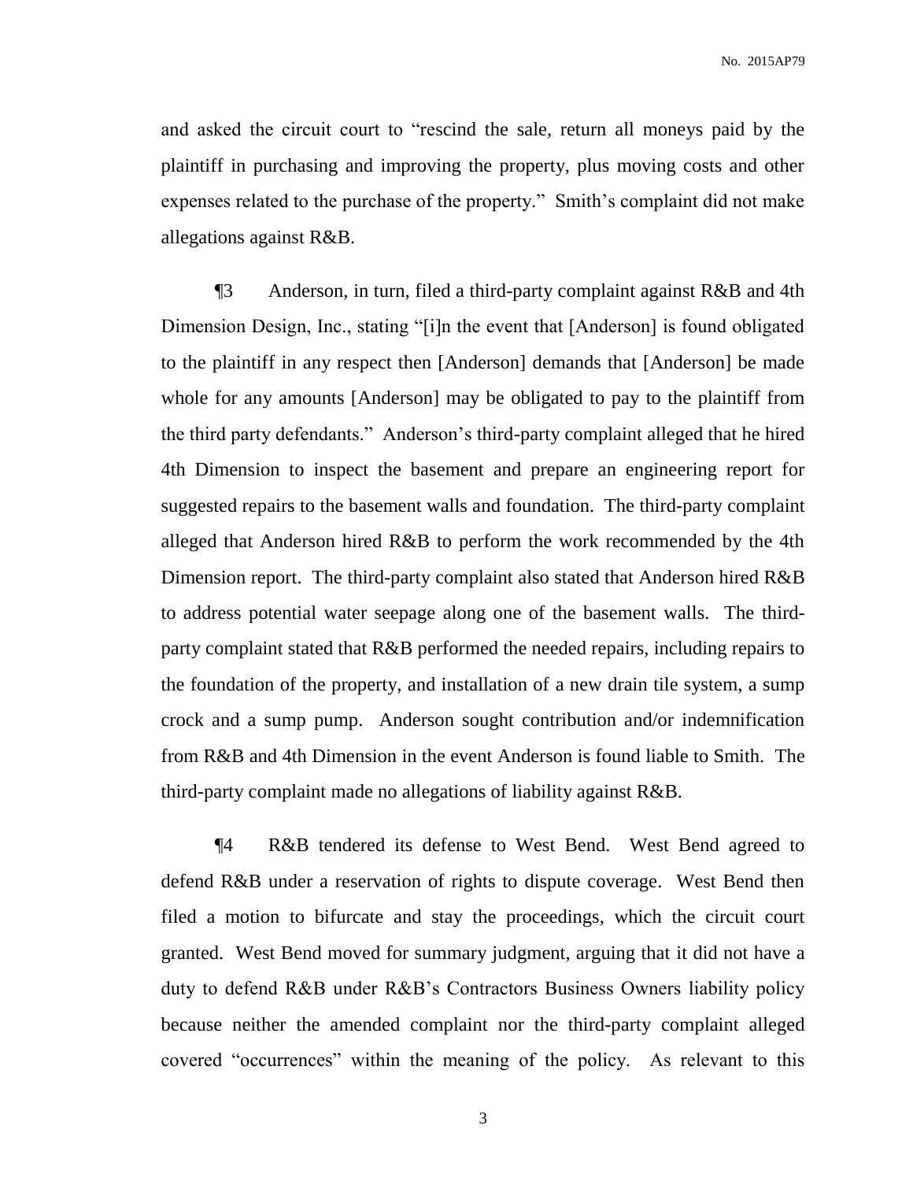and asked the circuit court to "rescind the sale, return all moneys paid by the plaintiff in purchasing and improving the property, plus moving costs and other expenses related to the purchase of the property." Smith's complaint did not make allegations against R&B.

¶3 Anderson, in turn, filed a third-party complaint against R&B and 4th Dimension Design, Inc., stating "[i]n the event that [Anderson] is found obligated to the plaintiff in any respect then [Anderson] demands that [Anderson] be made whole for any amounts [Anderson] may be obligated to pay to the plaintiff from the third party defendants." Anderson's third-party complaint alleged that he hired 4th Dimension to inspect the basement and prepare an engineering report for suggested repairs to the basement walls and foundation. The third-party complaint alleged that Anderson hired R&B to perform the work recommended by the 4th Dimension report. The third-party complaint also stated that Anderson hired R&B to address potential water seepage along one of the basement walls. The third-party complaint stated that R&B performed the needed repairs, including repairs to the foundation of the property, and installation of a new drain tile system, a sump crock and a sump pump. Anderson sought contribution and/or indemnification from R&B and 4th Dimension in the event Anderson is found liable to Smith. The third-party complaint made no allegations of liability against R&B.

¶4 R&B tendered its defense to West Bend. West Bend agreed to defend R&B under a reservation of rights to dispute coverage. West Bend then filed a motion to bifurcate and stay the proceedings, which the circuit court granted. West Bend moved for summary judgment, arguing that it did not have a duty to defend R&B under R&B's Contractors Business Owners liability policy because neither the amended complaint nor the third-party complaint alleged covered "occurrences" within the meaning of the policy. As relevant to this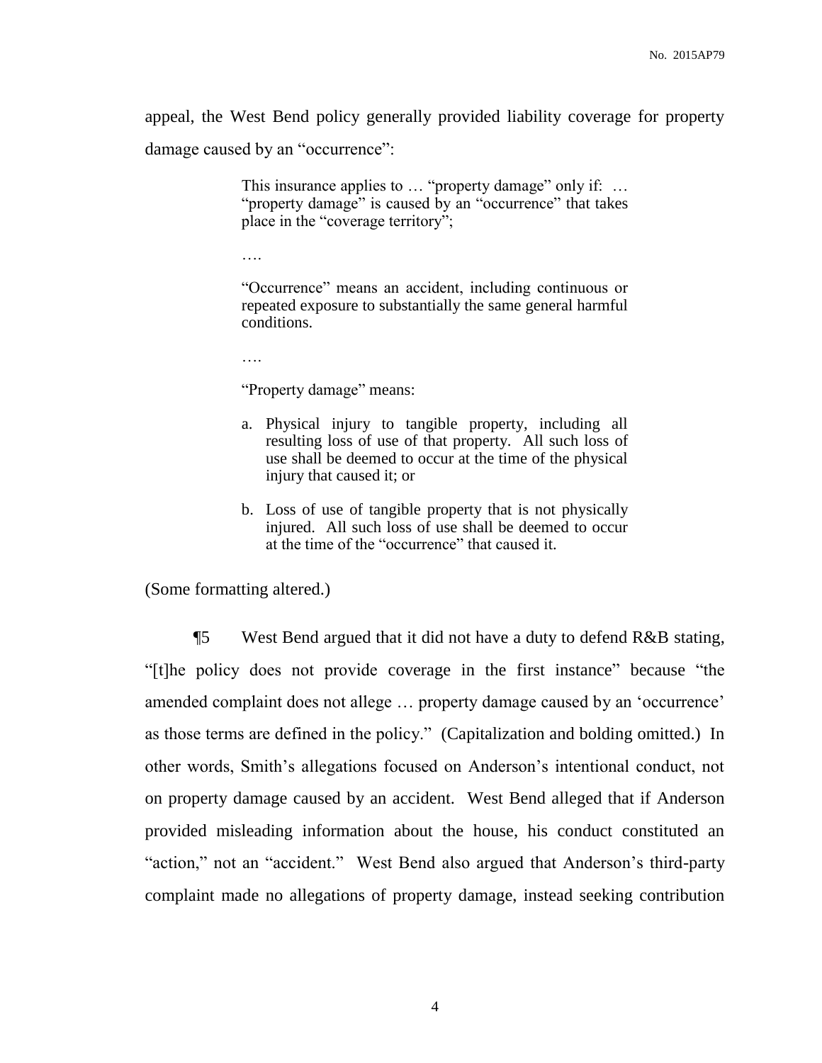appeal, the West Bend policy generally provided liability coverage for property damage caused by an "occurrence":

> This insurance applies to … "property damage" only if: … "property damage" is caused by an "occurrence" that takes place in the "coverage territory";
>
> ….
>
> "Occurrence" means an accident, including continuous or repeated exposure to substantially the same general harmful conditions.
>
> ….
>
> "Property damage" means:
>
> a. Physical injury to tangible property, including all resulting loss of use of that property. All such loss of use shall be deemed to occur at the time of the physical injury that caused it; or
>
> b. Loss of use of tangible property that is not physically injured. All such loss of use shall be deemed to occur at the time of the "occurrence" that caused it.

(Some formatting altered.)

¶5 West Bend argued that it did not have a duty to defend R&B stating, "[t]he policy does not provide coverage in the first instance" because "the amended complaint does not allege … property damage caused by an 'occurrence' as those terms are defined in the policy." (Capitalization and bolding omitted.) In other words, Smith's allegations focused on Anderson's intentional conduct, not on property damage caused by an accident. West Bend alleged that if Anderson provided misleading information about the house, his conduct constituted an "action," not an "accident." West Bend also argued that Anderson's third-party complaint made no allegations of property damage, instead seeking contribution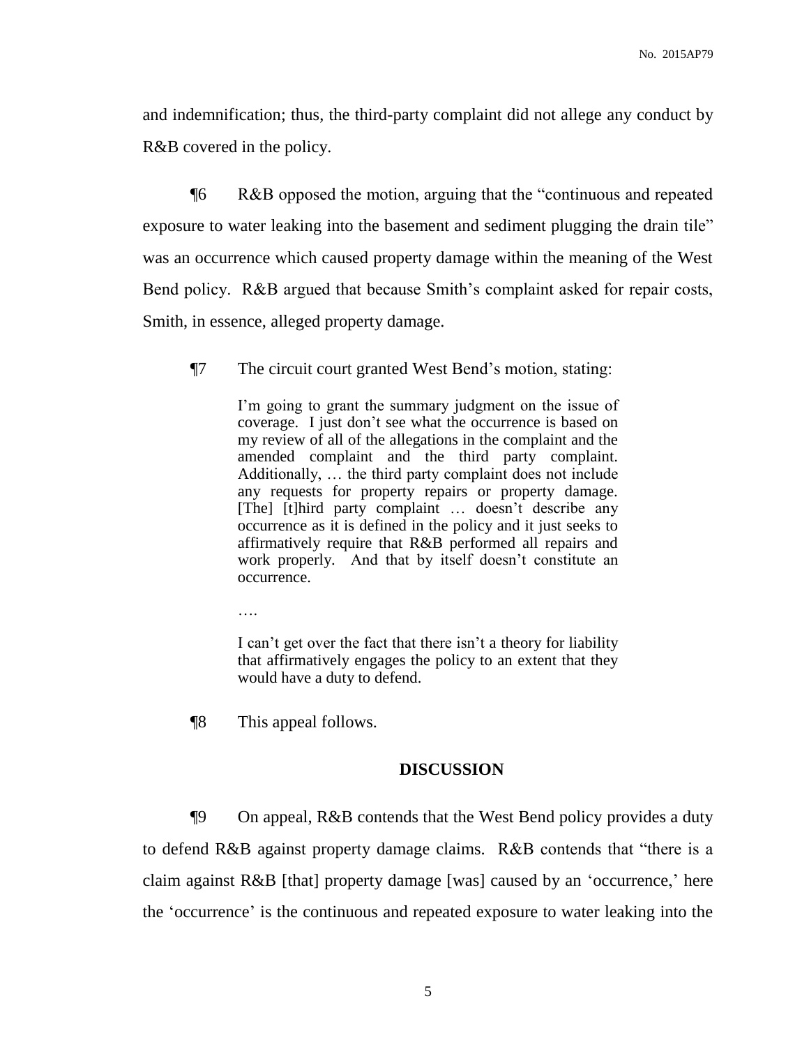and indemnification; thus, the third-party complaint did not allege any conduct by R&B covered in the policy.

¶6 R&B opposed the motion, arguing that the "continuous and repeated exposure to water leaking into the basement and sediment plugging the drain tile" was an occurrence which caused property damage within the meaning of the West Bend policy. R&B argued that because Smith's complaint asked for repair costs, Smith, in essence, alleged property damage.

¶7 The circuit court granted West Bend's motion, stating:

> I'm going to grant the summary judgment on the issue of coverage. I just don't see what the occurrence is based on my review of all of the allegations in the complaint and the amended complaint and the third party complaint. Additionally, … the third party complaint does not include any requests for property repairs or property damage. [The] [t]hird party complaint … doesn't describe any occurrence as it is defined in the policy and it just seeks to affirmatively require that R&B performed all repairs and work properly. And that by itself doesn't constitute an occurrence.
>
> ….
>
> I can't get over the fact that there isn't a theory for liability that affirmatively engages the policy to an extent that they would have a duty to defend.

¶8 This appeal follows.

## DISCUSSION

¶9 On appeal, R&B contends that the West Bend policy provides a duty to defend R&B against property damage claims. R&B contends that "there is a claim against R&B [that] property damage [was] caused by an 'occurrence,' here the 'occurrence' is the continuous and repeated exposure to water leaking into the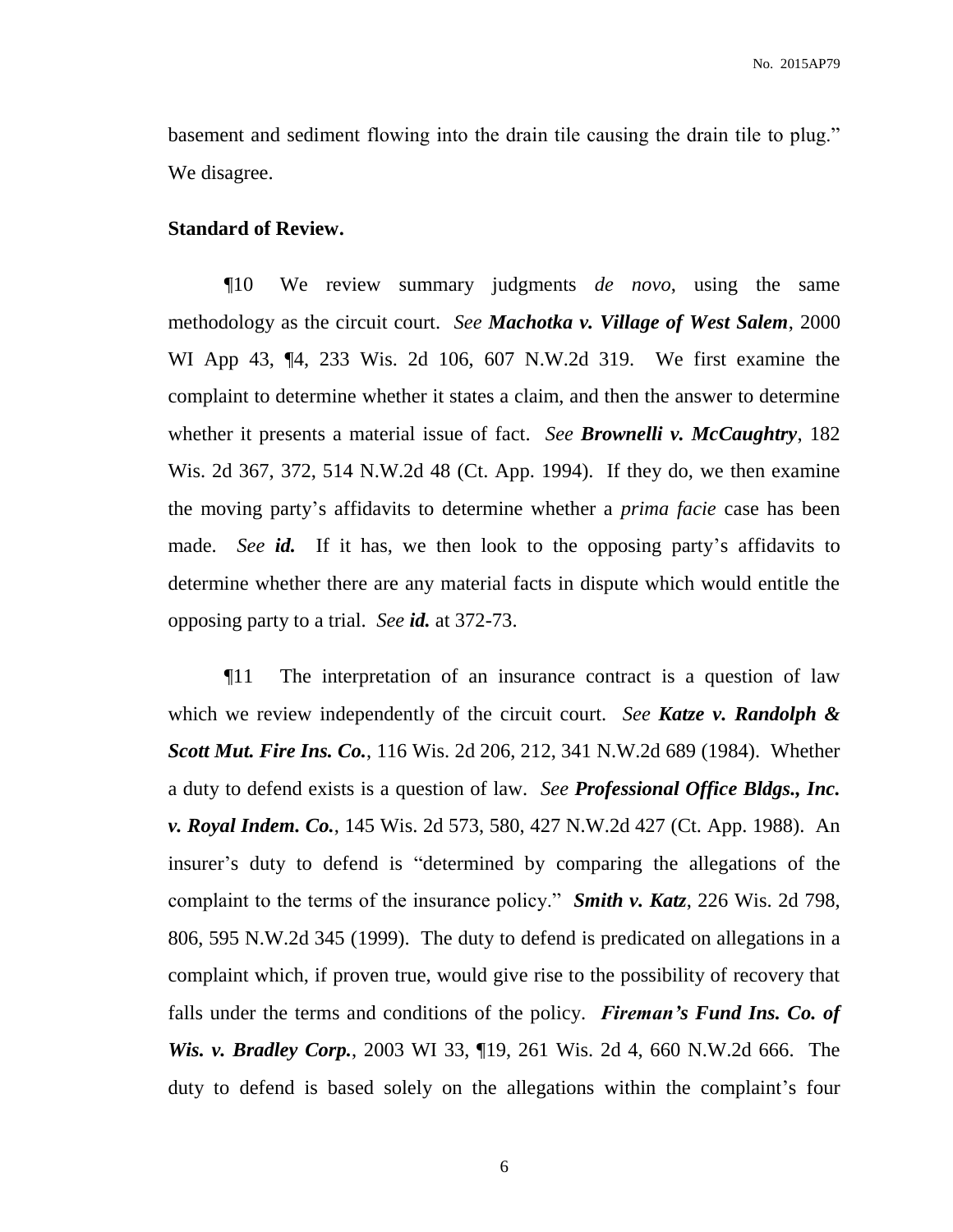basement and sediment flowing into the drain tile causing the drain tile to plug." We disagree.

**Standard of Review.**

¶10 We review summary judgments *de novo*, using the same methodology as the circuit court. *See* ***Machotka v. Village of West Salem***, 2000 WI App 43, ¶4, 233 Wis. 2d 106, 607 N.W.2d 319. We first examine the complaint to determine whether it states a claim, and then the answer to determine whether it presents a material issue of fact. *See* ***Brownelli v. McCaughtry***, 182 Wis. 2d 367, 372, 514 N.W.2d 48 (Ct. App. 1994). If they do, we then examine the moving party's affidavits to determine whether a *prima facie* case has been made. *See* ***id.*** If it has, we then look to the opposing party's affidavits to determine whether there are any material facts in dispute which would entitle the opposing party to a trial. *See* ***id.*** at 372-73.

¶11 The interpretation of an insurance contract is a question of law which we review independently of the circuit court. *See* ***Katze v. Randolph & Scott Mut. Fire Ins. Co.***, 116 Wis. 2d 206, 212, 341 N.W.2d 689 (1984). Whether a duty to defend exists is a question of law. *See* ***Professional Office Bldgs., Inc. v. Royal Indem. Co.***, 145 Wis. 2d 573, 580, 427 N.W.2d 427 (Ct. App. 1988). An insurer's duty to defend is "determined by comparing the allegations of the complaint to the terms of the insurance policy." ***Smith v. Katz***, 226 Wis. 2d 798, 806, 595 N.W.2d 345 (1999). The duty to defend is predicated on allegations in a complaint which, if proven true, would give rise to the possibility of recovery that falls under the terms and conditions of the policy. ***Fireman's Fund Ins. Co. of Wis. v. Bradley Corp.***, 2003 WI 33, ¶19, 261 Wis. 2d 4, 660 N.W.2d 666. The duty to defend is based solely on the allegations within the complaint's four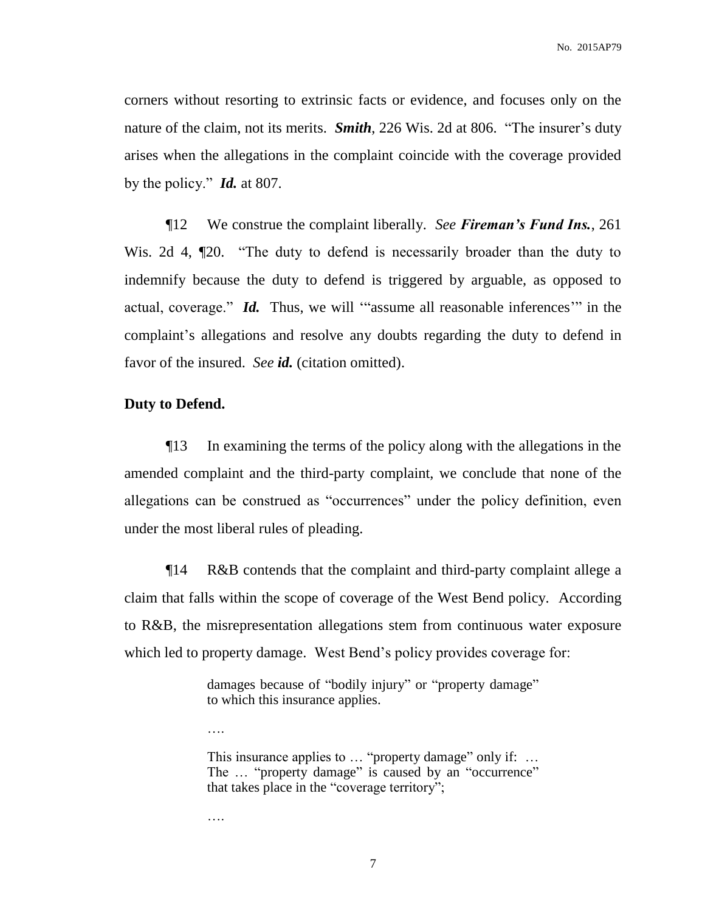corners without resorting to extrinsic facts or evidence, and focuses only on the nature of the claim, not its merits. ***Smith***, 226 Wis. 2d at 806. "The insurer's duty arises when the allegations in the complaint coincide with the coverage provided by the policy." ***Id.*** at 807.

¶12 We construe the complaint liberally. *See* ***Fireman's Fund Ins.***, 261 Wis. 2d 4, ¶20. "The duty to defend is necessarily broader than the duty to indemnify because the duty to defend is triggered by arguable, as opposed to actual, coverage." ***Id.*** Thus, we will '"assume all reasonable inferences'" in the complaint's allegations and resolve any doubts regarding the duty to defend in favor of the insured. *See* ***id.*** (citation omitted).

**Duty to Defend.**

¶13 In examining the terms of the policy along with the allegations in the amended complaint and the third-party complaint, we conclude that none of the allegations can be construed as "occurrences" under the policy definition, even under the most liberal rules of pleading.

¶14 R&B contends that the complaint and third-party complaint allege a claim that falls within the scope of coverage of the West Bend policy. According to R&B, the misrepresentation allegations stem from continuous water exposure which led to property damage. West Bend's policy provides coverage for:

> damages because of "bodily injury" or "property damage" to which this insurance applies.
>
> ….
>
> This insurance applies to … "property damage" only if: … The … "property damage" is caused by an "occurrence" that takes place in the "coverage territory";
>
> ….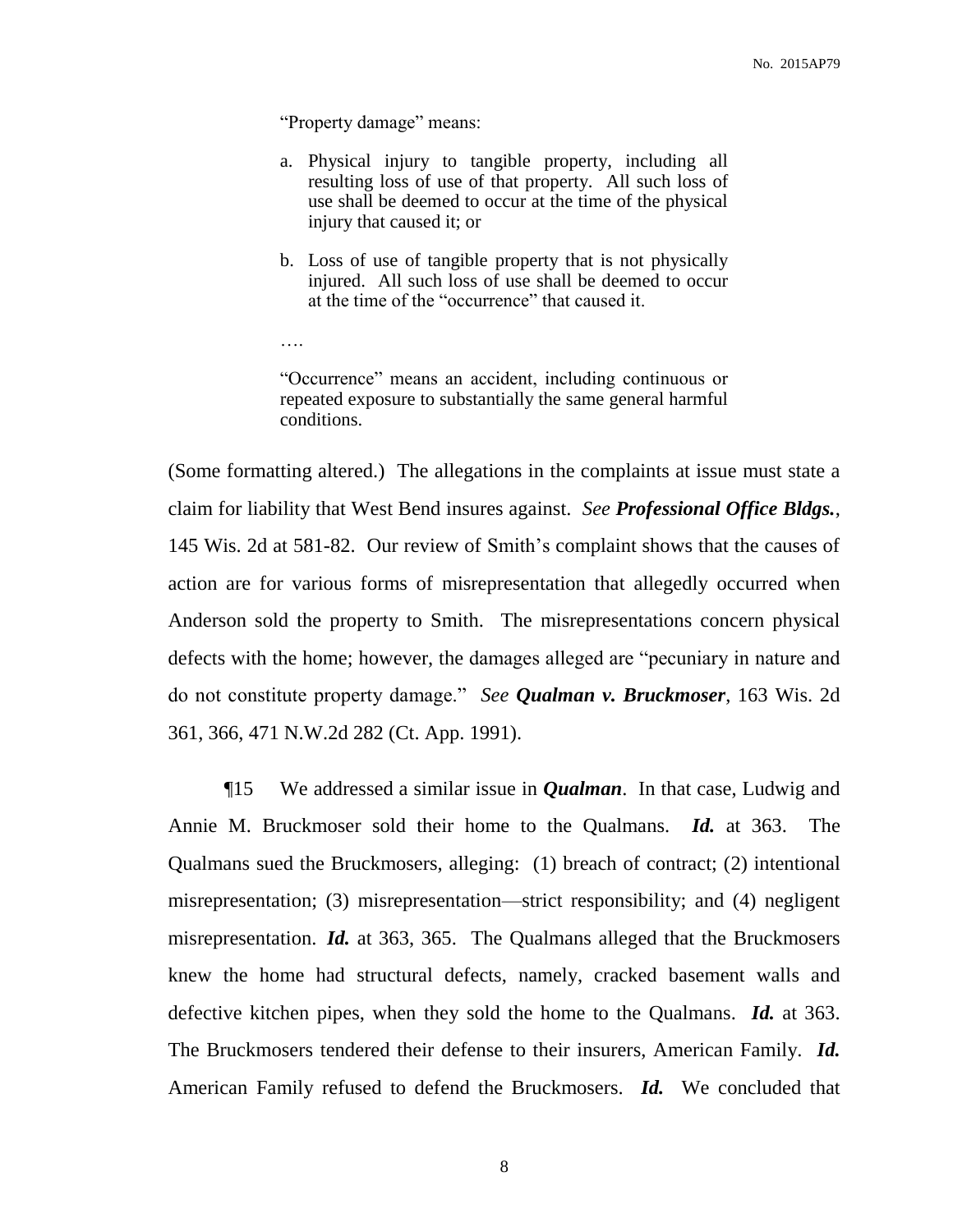> "Property damage" means:
>
> a. Physical injury to tangible property, including all resulting loss of use of that property. All such loss of use shall be deemed to occur at the time of the physical injury that caused it; or
>
> b. Loss of use of tangible property that is not physically injured. All such loss of use shall be deemed to occur at the time of the "occurrence" that caused it.
>
> ….
>
> "Occurrence" means an accident, including continuous or repeated exposure to substantially the same general harmful conditions.

(Some formatting altered.) The allegations in the complaints at issue must state a claim for liability that West Bend insures against. *See* ***Professional Office Bldgs.***, 145 Wis. 2d at 581-82. Our review of Smith's complaint shows that the causes of action are for various forms of misrepresentation that allegedly occurred when Anderson sold the property to Smith. The misrepresentations concern physical defects with the home; however, the damages alleged are "pecuniary in nature and do not constitute property damage." *See* ***Qualman v. Bruckmoser***, 163 Wis. 2d 361, 366, 471 N.W.2d 282 (Ct. App. 1991).

¶15 We addressed a similar issue in ***Qualman***. In that case, Ludwig and Annie M. Bruckmoser sold their home to the Qualmans. ***Id.*** at 363. The Qualmans sued the Bruckmosers, alleging: (1) breach of contract; (2) intentional misrepresentation; (3) misrepresentation—strict responsibility; and (4) negligent misrepresentation. ***Id.*** at 363, 365. The Qualmans alleged that the Bruckmosers knew the home had structural defects, namely, cracked basement walls and defective kitchen pipes, when they sold the home to the Qualmans. ***Id.*** at 363. The Bruckmosers tendered their defense to their insurers, American Family. ***Id.*** American Family refused to defend the Bruckmosers. ***Id.*** We concluded that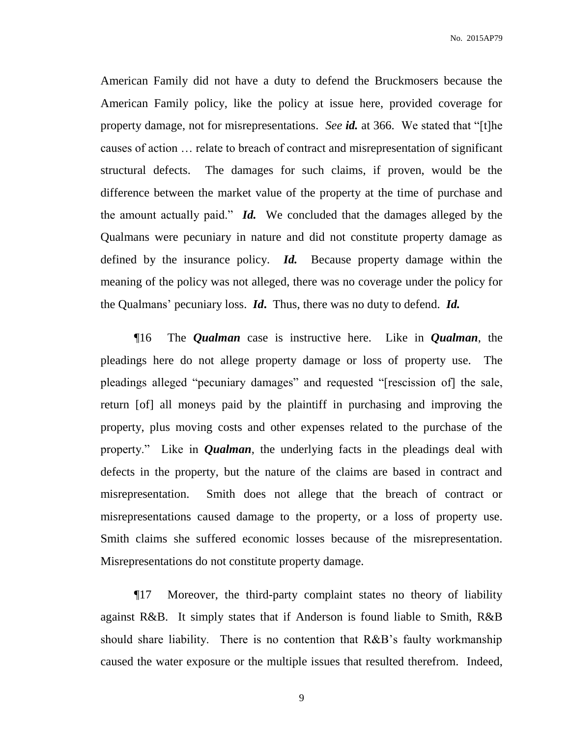American Family did not have a duty to defend the Bruckmosers because the American Family policy, like the policy at issue here, provided coverage for property damage, not for misrepresentations. *See* ***id.*** at 366. We stated that "[t]he causes of action … relate to breach of contract and misrepresentation of significant structural defects. The damages for such claims, if proven, would be the difference between the market value of the property at the time of purchase and the amount actually paid." ***Id.*** We concluded that the damages alleged by the Qualmans were pecuniary in nature and did not constitute property damage as defined by the insurance policy. ***Id.*** Because property damage within the meaning of the policy was not alleged, there was no coverage under the policy for the Qualmans' pecuniary loss. ***Id***. Thus, there was no duty to defend. ***Id.***

¶16 The ***Qualman*** case is instructive here. Like in ***Qualman***, the pleadings here do not allege property damage or loss of property use. The pleadings alleged "pecuniary damages" and requested "[rescission of] the sale, return [of] all moneys paid by the plaintiff in purchasing and improving the property, plus moving costs and other expenses related to the purchase of the property." Like in ***Qualman***, the underlying facts in the pleadings deal with defects in the property, but the nature of the claims are based in contract and misrepresentation. Smith does not allege that the breach of contract or misrepresentations caused damage to the property, or a loss of property use. Smith claims she suffered economic losses because of the misrepresentation. Misrepresentations do not constitute property damage.

¶17 Moreover, the third-party complaint states no theory of liability against R&B. It simply states that if Anderson is found liable to Smith, R&B should share liability. There is no contention that R&B's faulty workmanship caused the water exposure or the multiple issues that resulted therefrom. Indeed,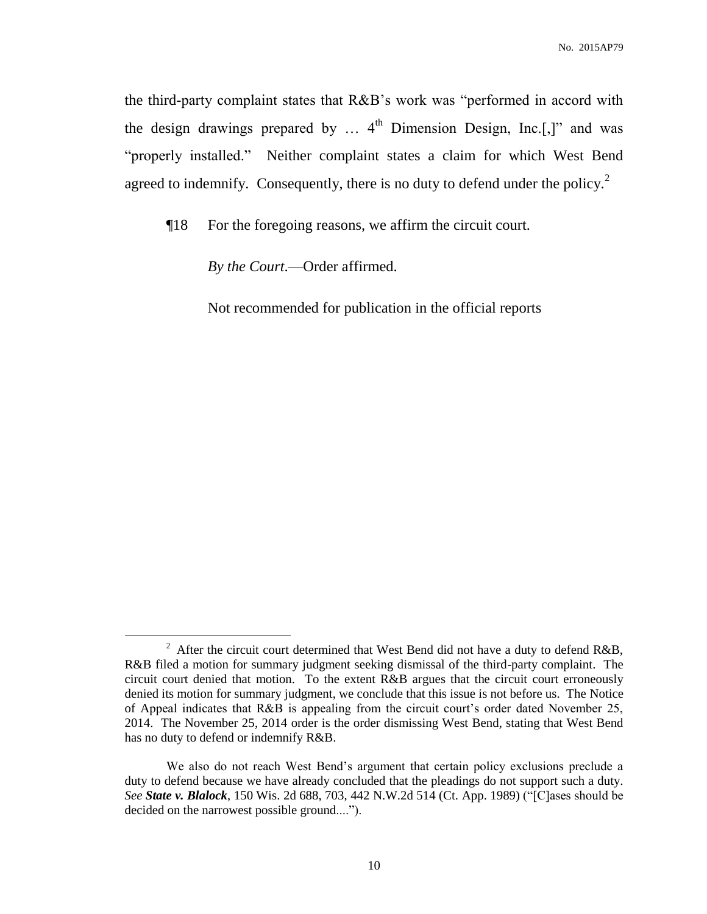the third-party complaint states that R&B's work was "performed in accord with the design drawings prepared by … 4th Dimension Design, Inc.[,]" and was "properly installed." Neither complaint states a claim for which West Bend agreed to indemnify. Consequently, there is no duty to defend under the policy.[2]

¶18 For the foregoing reasons, we affirm the circuit court.

*By the Court*.—Order affirmed.

Not recommended for publication in the official reports

---

[2] After the circuit court determined that West Bend did not have a duty to defend R&B, R&B filed a motion for summary judgment seeking dismissal of the third-party complaint. The circuit court denied that motion. To the extent R&B argues that the circuit court erroneously denied its motion for summary judgment, we conclude that this issue is not before us. The Notice of Appeal indicates that R&B is appealing from the circuit court's order dated November 25, 2014. The November 25, 2014 order is the order dismissing West Bend, stating that West Bend has no duty to defend or indemnify R&B.

We also do not reach West Bend's argument that certain policy exclusions preclude a duty to defend because we have already concluded that the pleadings do not support such a duty. *See* ***State v. Blalock***, 150 Wis. 2d 688, 703, 442 N.W.2d 514 (Ct. App. 1989) ("[C]ases should be decided on the narrowest possible ground....").